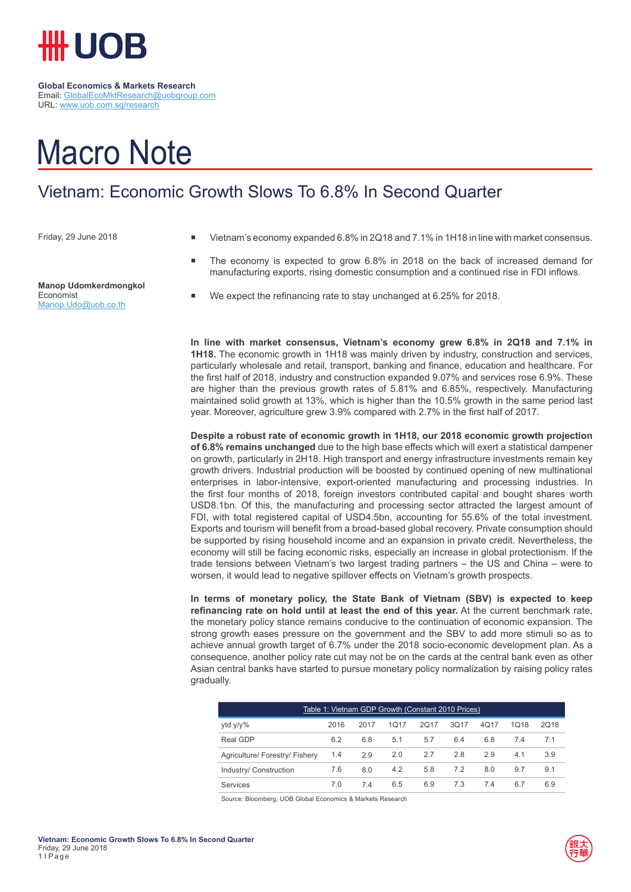# UOB

**Global Economics & Markets Research**
Email: GlobalEcoMktResearch@uobgroup.com
URL: www.uob.com.sg/research

# Macro Note

## Vietnam: Economic Growth Slows To 6.8% In Second Quarter

Friday, 29 June 2018

**Manop Udomkerdmongkol**
Economist
Manop.Udo@uob.co.th

- Vietnam's economy expanded 6.8% in 2Q18 and 7.1% in 1H18 in line with market consensus.
- The economy is expected to grow 6.8% in 2018 on the back of increased demand for manufacturing exports, rising domestic consumption and a continued rise in FDI inflows.
- We expect the refinancing rate to stay unchanged at 6.25% for 2018.

**In line with market consensus, Vietnam's economy grew 6.8% in 2Q18 and 7.1% in 1H18.** The economic growth in 1H18 was mainly driven by industry, construction and services, particularly wholesale and retail, transport, banking and finance, education and healthcare. For the first half of 2018, industry and construction expanded 9.07% and services rose 6.9%. These are higher than the previous growth rates of 5.81% and 6.85%, respectively. Manufacturing maintained solid growth at 13%, which is higher than the 10.5% growth in the same period last year. Moreover, agriculture grew 3.9% compared with 2.7% in the first half of 2017.

**Despite a robust rate of economic growth in 1H18, our 2018 economic growth projection of 6.8% remains unchanged** due to the high base effects which will exert a statistical dampener on growth, particularly in 2H18. High transport and energy infrastructure investments remain key growth drivers. Industrial production will be boosted by continued opening of new multinational enterprises in labor-intensive, export-oriented manufacturing and processing industries. In the first four months of 2018, foreign investors contributed capital and bought shares worth USD8.1bn. Of this, the manufacturing and processing sector attracted the largest amount of FDI, with total registered capital of USD4.5bn, accounting for 55.6% of the total investment. Exports and tourism will benefit from a broad-based global recovery. Private consumption should be supported by rising household income and an expansion in private credit. Nevertheless, the economy will still be facing economic risks, especially an increase in global protectionism. If the trade tensions between Vietnam's two largest trading partners – the US and China – were to worsen, it would lead to negative spillover effects on Vietnam's growth prospects.

**In terms of monetary policy, the State Bank of Vietnam (SBV) is expected to keep refinancing rate on hold until at least the end of this year.** At the current benchmark rate, the monetary policy stance remains conducive to the continuation of economic expansion. The strong growth eases pressure on the government and the SBV to add more stimuli so as to achieve annual growth target of 6.7% under the 2018 socio-economic development plan. As a consequence, another policy rate cut may not be on the cards at the central bank even as other Asian central banks have started to pursue monetary policy normalization by raising policy rates gradually.

Table 1: Vietnam GDP Growth (Constant 2010 Prices)

| ytd y/y% | 2016 | 2017 | 1Q17 | 2Q17 | 3Q17 | 4Q17 | 1Q18 | 2Q18 |
|---|---|---|---|---|---|---|---|---|
| Real GDP | 6.2 | 6.8 | 5.1 | 5.7 | 6.4 | 6.8 | 7.4 | 7.1 |
| Agriculture/ Forestry/ Fishery | 1.4 | 2.9 | 2.0 | 2.7 | 2.8 | 2.9 | 4.1 | 3.9 |
| Industry/ Construction | 7.6 | 8.0 | 4.2 | 5.8 | 7.2 | 8.0 | 9.7 | 9.1 |
| Services | 7.0 | 7.4 | 6.5 | 6.9 | 7.3 | 7.4 | 6.7 | 6.9 |

Source: Bloomberg, UOB Global Economics & Markets Research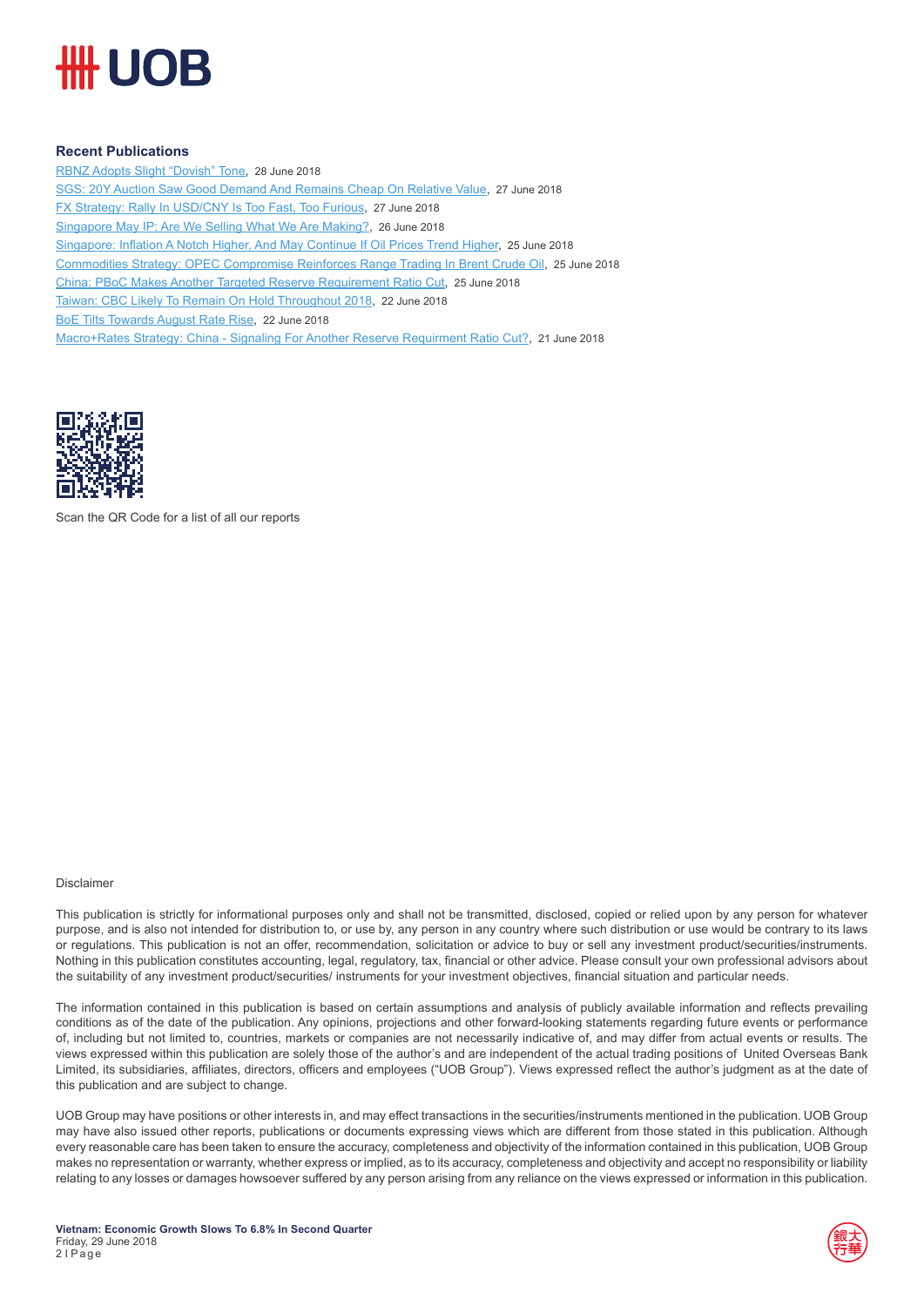### Recent Publications

RBNZ Adopts Slight "Dovish" Tone, 28 June 2018
SGS: 20Y Auction Saw Good Demand And Remains Cheap On Relative Value, 27 June 2018
FX Strategy: Rally In USD/CNY Is Too Fast, Too Furious, 27 June 2018
Singapore May IP: Are We Selling What We Are Making?, 26 June 2018
Singapore: Inflation A Notch Higher, And May Continue If Oil Prices Trend Higher, 25 June 2018
Commodities Strategy: OPEC Compromise Reinforces Range Trading In Brent Crude Oil, 25 June 2018
China: PBoC Makes Another Targeted Reserve Requirement Ratio Cut, 25 June 2018
Taiwan: CBC Likely To Remain On Hold Throughout 2018, 22 June 2018
BoE Tilts Towards August Rate Rise, 22 June 2018
Macro+Rates Strategy: China - Signaling For Another Reserve Requirment Ratio Cut?, 21 June 2018

Scan the QR Code for a list of all our reports

Disclaimer

This publication is strictly for informational purposes only and shall not be transmitted, disclosed, copied or relied upon by any person for whatever purpose, and is also not intended for distribution to, or use by, any person in any country where such distribution or use would be contrary to its laws or regulations. This publication is not an offer, recommendation, solicitation or advice to buy or sell any investment product/securities/instruments. Nothing in this publication constitutes accounting, legal, regulatory, tax, financial or other advice. Please consult your own professional advisors about the suitability of any investment product/securities/ instruments for your investment objectives, financial situation and particular needs.

The information contained in this publication is based on certain assumptions and analysis of publicly available information and reflects prevailing conditions as of the date of the publication. Any opinions, projections and other forward-looking statements regarding future events or performance of, including but not limited to, countries, markets or companies are not necessarily indicative of, and may differ from actual events or results. The views expressed within this publication are solely those of the author's and are independent of the actual trading positions of United Overseas Bank Limited, its subsidiaries, affiliates, directors, officers and employees ("UOB Group"). Views expressed reflect the author's judgment as at the date of this publication and are subject to change.

UOB Group may have positions or other interests in, and may effect transactions in the securities/instruments mentioned in the publication. UOB Group may have also issued other reports, publications or documents expressing views which are different from those stated in this publication. Although every reasonable care has been taken to ensure the accuracy, completeness and objectivity of the information contained in this publication, UOB Group makes no representation or warranty, whether express or implied, as to its accuracy, completeness and objectivity and accept no responsibility or liability relating to any losses or damages howsoever suffered by any person arising from any reliance on the views expressed or information in this publication.